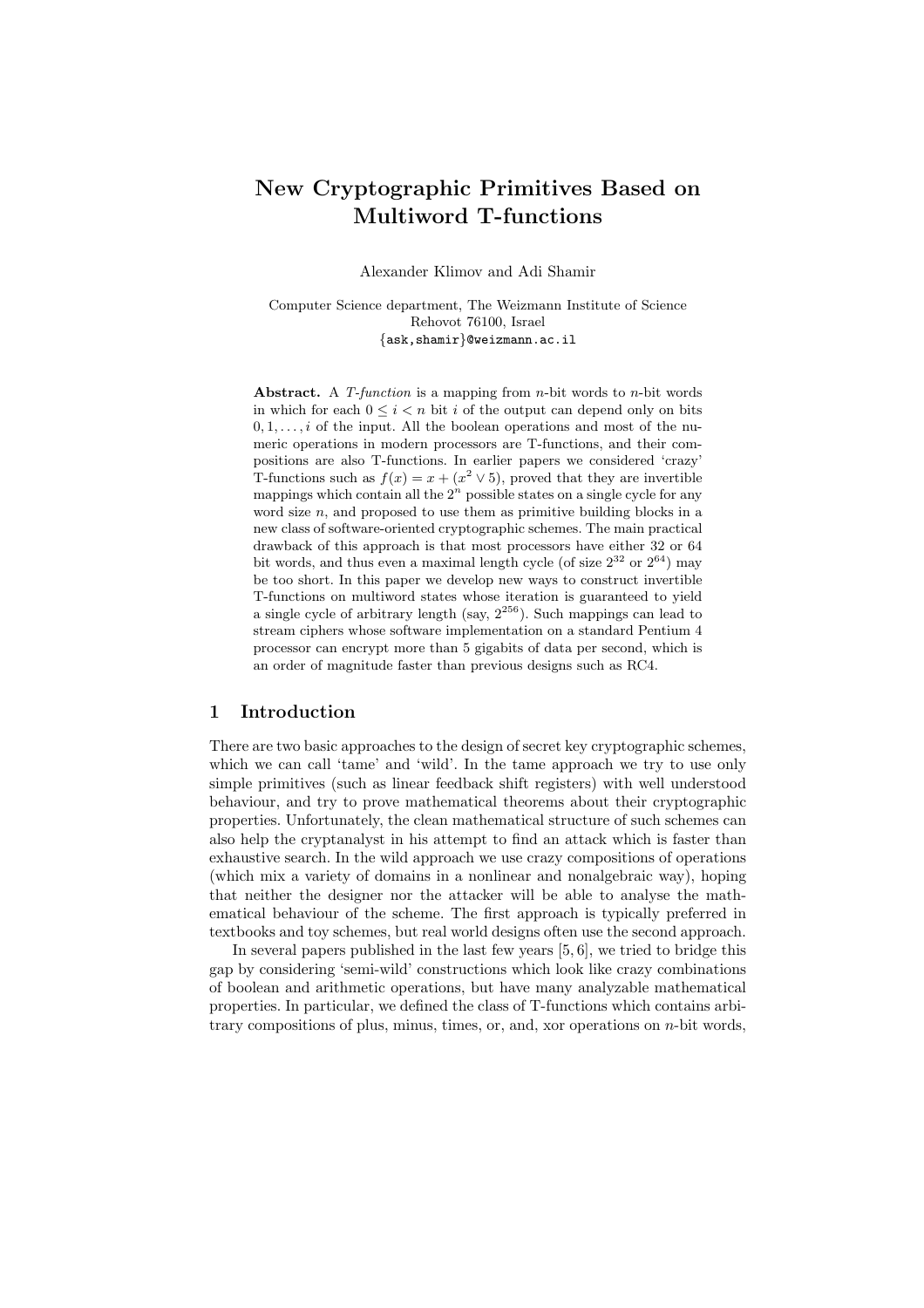# New Cryptographic Primitives Based on Multiword T-functions

Alexander Klimov and Adi Shamir

Computer Science department, The Weizmann Institute of Science
Rehovot 76100, Israel
{ask,shamir}@weizmann.ac.il

**Abstract.** A *T-function* is a mapping from $n$-bit words to $n$-bit words in which for each $0 \le i < n$ bit $i$ of the output can depend only on bits $0, 1, \ldots, i$ of the input. All the boolean operations and most of the numeric operations in modern processors are T-functions, and their compositions are also T-functions. In earlier papers we considered 'crazy' T-functions such as $f(x) = x + (x^2 \vee 5)$, proved that they are invertible mappings which contain all the $2^n$ possible states on a single cycle for any word size $n$, and proposed to use them as primitive building blocks in a new class of software-oriented cryptographic schemes. The main practical drawback of this approach is that most processors have either 32 or 64 bit words, and thus even a maximal length cycle (of size $2^{32}$ or $2^{64}$) may be too short. In this paper we develop new ways to construct invertible T-functions on multiword states whose iteration is guaranteed to yield a single cycle of arbitrary length (say, $2^{256}$). Such mappings can lead to stream ciphers whose software implementation on a standard Pentium 4 processor can encrypt more than 5 gigabits of data per second, which is an order of magnitude faster than previous designs such as RC4.

## 1 Introduction

There are two basic approaches to the design of secret key cryptographic schemes, which we can call 'tame' and 'wild'. In the tame approach we try to use only simple primitives (such as linear feedback shift registers) with well understood behaviour, and try to prove mathematical theorems about their cryptographic properties. Unfortunately, the clean mathematical structure of such schemes can also help the cryptanalyst in his attempt to find an attack which is faster than exhaustive search. In the wild approach we use crazy compositions of operations (which mix a variety of domains in a nonlinear and nonalgebraic way), hoping that neither the designer nor the attacker will be able to analyse the mathematical behaviour of the scheme. The first approach is typically preferred in textbooks and toy schemes, but real world designs often use the second approach.

In several papers published in the last few years [5, 6], we tried to bridge this gap by considering 'semi-wild' constructions which look like crazy combinations of boolean and arithmetic operations, but have many analyzable mathematical properties. In particular, we defined the class of T-functions which contains arbitrary compositions of plus, minus, times, or, and, xor operations on $n$-bit words,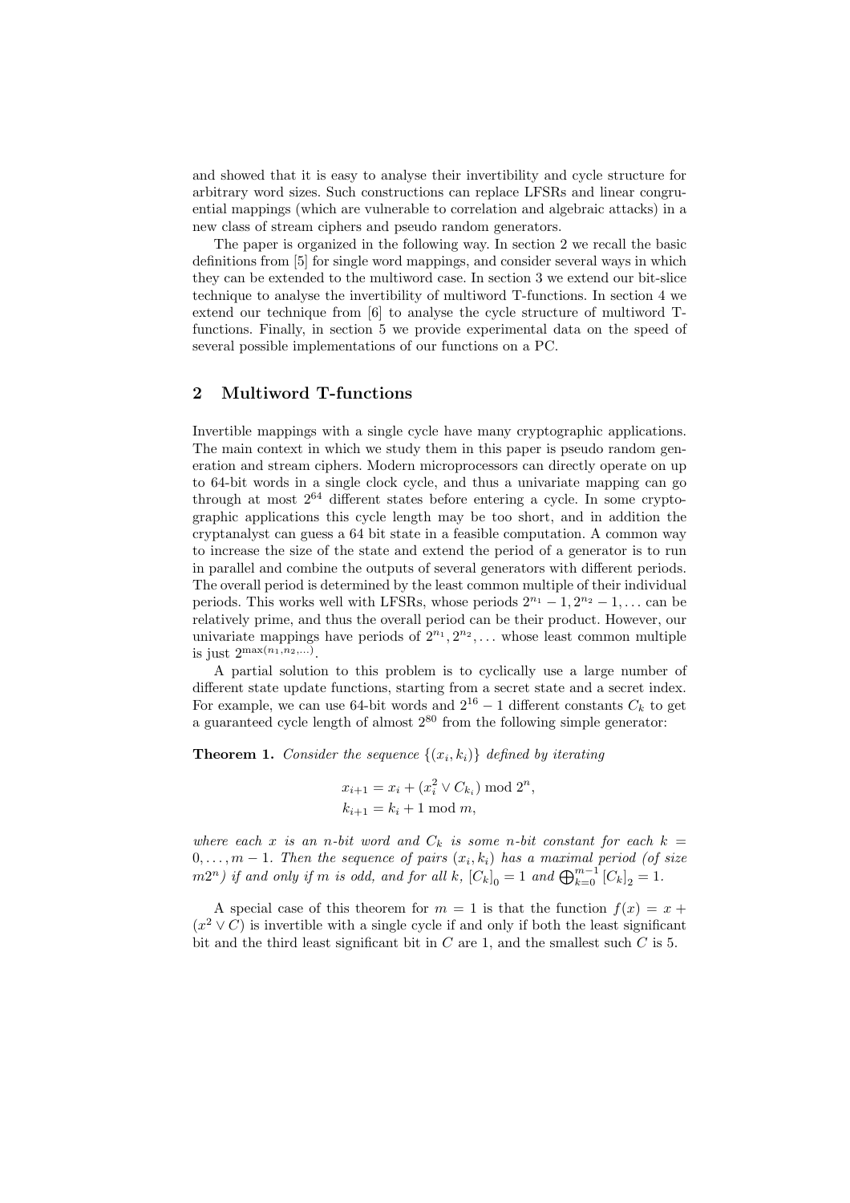and showed that it is easy to analyse their invertibility and cycle structure for arbitrary word sizes. Such constructions can replace LFSRs and linear congruential mappings (which are vulnerable to correlation and algebraic attacks) in a new class of stream ciphers and pseudo random generators.

The paper is organized in the following way. In section 2 we recall the basic definitions from [5] for single word mappings, and consider several ways in which they can be extended to the multiword case. In section 3 we extend our bit-slice technique to analyse the invertibility of multiword T-functions. In section 4 we extend our technique from [6] to analyse the cycle structure of multiword T-functions. Finally, in section 5 we provide experimental data on the speed of several possible implementations of our functions on a PC.

## 2 Multiword T-functions

Invertible mappings with a single cycle have many cryptographic applications. The main context in which we study them in this paper is pseudo random generation and stream ciphers. Modern microprocessors can directly operate on up to 64-bit words in a single clock cycle, and thus a univariate mapping can go through at most $2^{64}$ different states before entering a cycle. In some cryptographic applications this cycle length may be too short, and in addition the cryptanalyst can guess a 64 bit state in a feasible computation. A common way to increase the size of the state and extend the period of a generator is to run in parallel and combine the outputs of several generators with different periods. The overall period is determined by the least common multiple of their individual periods. This works well with LFSRs, whose periods $2^{n_1}-1, 2^{n_2}-1, \ldots$ can be relatively prime, and thus the overall period can be their product. However, our univariate mappings have periods of $2^{n_1}, 2^{n_2}, \ldots$ whose least common multiple is just $2^{\max(n_1,n_2,\ldots)}$.

A partial solution to this problem is to cyclically use a large number of different state update functions, starting from a secret state and a secret index. For example, we can use 64-bit words and $2^{16}-1$ different constants $C_k$ to get a guaranteed cycle length of almost $2^{80}$ from the following simple generator:

**Theorem 1.** *Consider the sequence $\{(x_i, k_i)\}$ defined by iterating*

$$x_{i+1} = x_i + (x_i^2 \vee C_{k_i}) \bmod 2^n,$$
$$k_{i+1} = k_i + 1 \bmod m,$$

*where each $x$ is an $n$-bit word and $C_k$ is some $n$-bit constant for each $k = 0, \ldots, m-1$. Then the sequence of pairs $(x_i, k_i)$ has a maximal period (of size $m2^n$) if and only if $m$ is odd, and for all $k$, $[C_k]_0 = 1$ and $\bigoplus_{k=0}^{m-1} [C_k]_2 = 1$.*

A special case of this theorem for $m = 1$ is that the function $f(x) = x + (x^2 \vee C)$ is invertible with a single cycle if and only if both the least significant bit and the third least significant bit in $C$ are 1, and the smallest such $C$ is 5.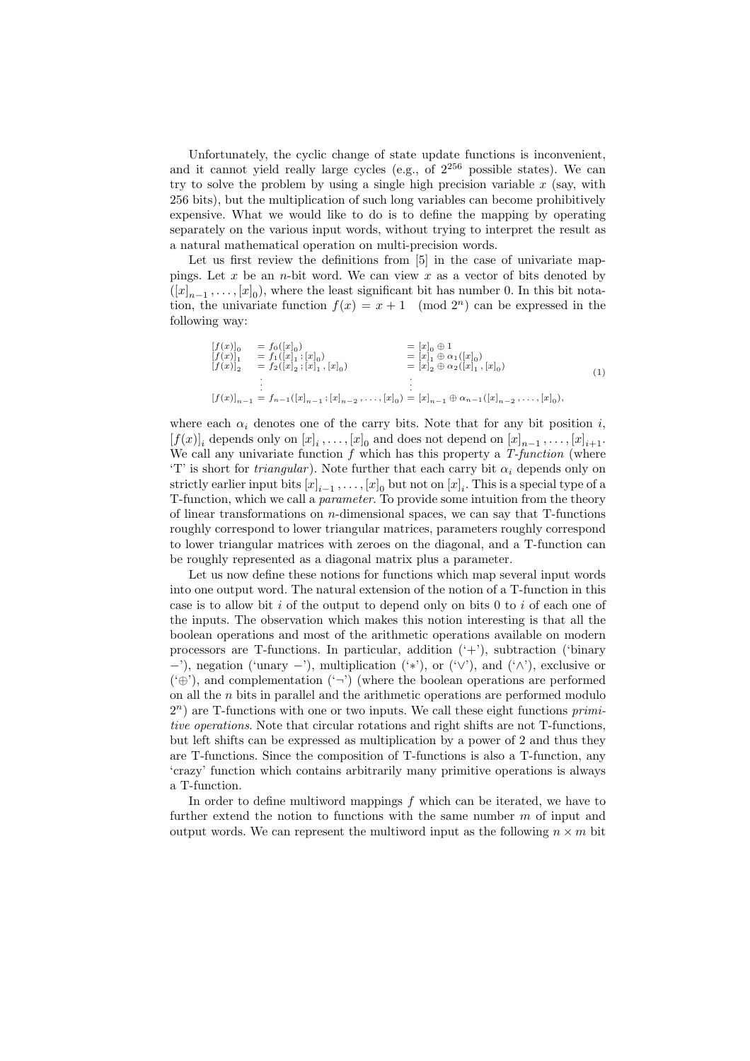Unfortunately, the cyclic change of state update functions is inconvenient, and it cannot yield really large cycles (e.g., of $2^{256}$ possible states). We can try to solve the problem by using a single high precision variable $x$ (say, with 256 bits), but the multiplication of such long variables can become prohibitively expensive. What we would like to do is to define the mapping by operating separately on the various input words, without trying to interpret the result as a natural mathematical operation on multi-precision words.

Let us first review the definitions from [5] in the case of univariate mappings. Let $x$ be an $n$-bit word. We can view $x$ as a vector of bits denoted by $([x]_{n-1}, \ldots, [x]_0)$, where the least significant bit has number 0. In this bit notation, the univariate function $f(x) = x + 1 \pmod{2^n}$ can be expressed in the following way:

$$
\begin{aligned}
[f(x)]_0 &= f_0([x]_0) && = [x]_0 \oplus 1 \\
[f(x)]_1 &= f_1([x]_1 ; [x]_0) && = [x]_1 \oplus \alpha_1([x]_0) \\
[f(x)]_2 &= f_2([x]_2 ; [x]_1 , [x]_0) && = [x]_2 \oplus \alpha_2([x]_1 , [x]_0) \\
&\;\;\vdots && \;\;\vdots \\
[f(x)]_{n-1} &= f_{n-1}([x]_{n-1} ; [x]_{n-2} , \ldots , [x]_0) && = [x]_{n-1} \oplus \alpha_{n-1}([x]_{n-2} , \ldots , [x]_0),
\end{aligned}
\tag{1}
$$

where each $\alpha_i$ denotes one of the carry bits. Note that for any bit position $i$, $[f(x)]_i$ depends only on $[x]_i, \ldots, [x]_0$ and does not depend on $[x]_{n-1}, \ldots, [x]_{i+1}$. We call any univariate function $f$ which has this property a *T-function* (where 'T' is short for *triangular*). Note further that each carry bit $\alpha_i$ depends only on strictly earlier input bits $[x]_{i-1}, \ldots, [x]_0$ but not on $[x]_i$. This is a special type of a T-function, which we call a *parameter*. To provide some intuition from the theory of linear transformations on $n$-dimensional spaces, we can say that T-functions roughly correspond to lower triangular matrices, parameters roughly correspond to lower triangular matrices with zeroes on the diagonal, and a T-function can be roughly represented as a diagonal matrix plus a parameter.

Let us now define these notions for functions which map several input words into one output word. The natural extension of the notion of a T-function in this case is to allow bit $i$ of the output to depend only on bits 0 to $i$ of each one of the inputs. The observation which makes this notion interesting is that all the boolean operations and most of the arithmetic operations available on modern processors are T-functions. In particular, addition ('$+$'), subtraction ('binary $-$'), negation ('unary $-$'), multiplication ('$*$'), or ('$\vee$'), and ('$\wedge$'), exclusive or ('$\oplus$'), and complementation ('$\neg$') (where the boolean operations are performed on all the $n$ bits in parallel and the arithmetic operations are performed modulo $2^n$) are T-functions with one or two inputs. We call these eight functions *primitive operations*. Note that circular rotations and right shifts are not T-functions, but left shifts can be expressed as multiplication by a power of 2 and thus they are T-functions. Since the composition of T-functions is also a T-function, any 'crazy' function which contains arbitrarily many primitive operations is always a T-function.

In order to define multiword mappings $f$ which can be iterated, we have to further extend the notion to functions with the same number $m$ of input and output words. We can represent the multiword input as the following $n \times m$ bit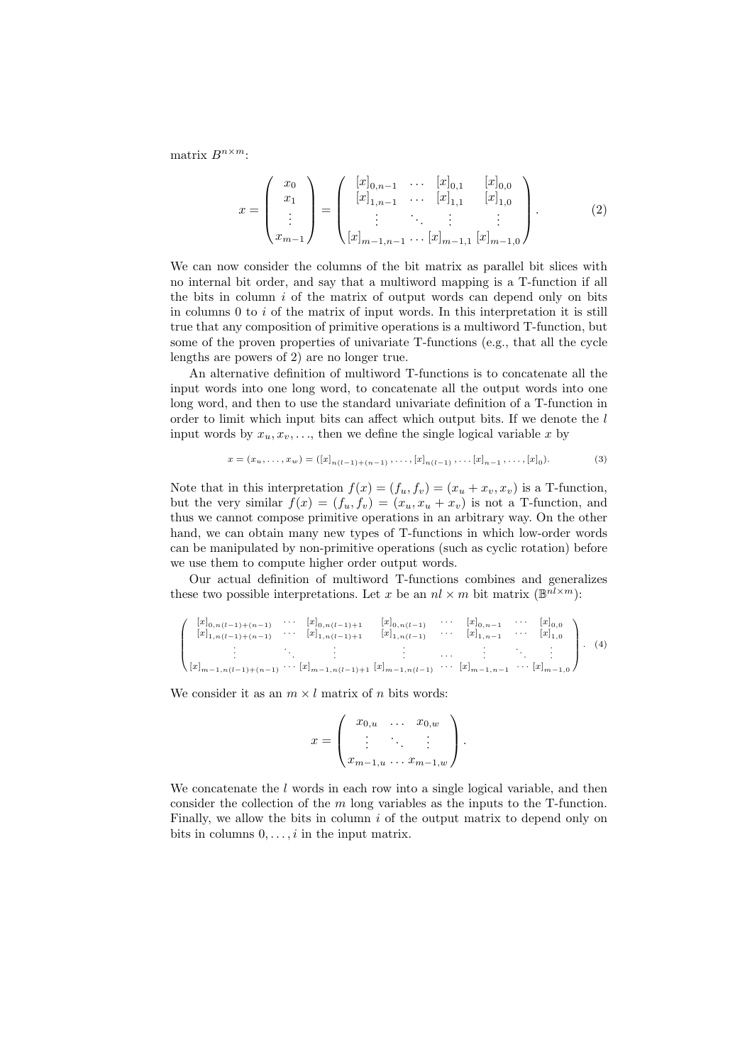matrix $B^{n\times m}$:

$$x = \begin{pmatrix} x_0 \\ x_1 \\ \vdots \\ x_{m-1} \end{pmatrix} = \begin{pmatrix} [x]_{0,n-1} & \dots & [x]_{0,1} & [x]_{0,0} \\ [x]_{1,n-1} & \dots & [x]_{1,1} & [x]_{1,0} \\ \vdots & \ddots & \vdots & \vdots \\ [x]_{m-1,n-1} & \dots & [x]_{m-1,1} & [x]_{m-1,0} \end{pmatrix}. \tag{2}$$

We can now consider the columns of the bit matrix as parallel bit slices with no internal bit order, and say that a multiword mapping is a T-function if all the bits in column $i$ of the matrix of output words can depend only on bits in columns 0 to $i$ of the matrix of input words. In this interpretation it is still true that any composition of primitive operations is a multiword T-function, but some of the proven properties of univariate T-functions (e.g., that all the cycle lengths are powers of 2) are no longer true.

An alternative definition of multiword T-functions is to concatenate all the input words into one long word, to concatenate all the output words into one long word, and then to use the standard univariate definition of a T-function in order to limit which input bits can affect which output bits. If we denote the $l$ input words by $x_u, x_v, \dots$, then we define the single logical variable $x$ by

$$x = (x_u, \dots, x_w) = ([x]_{n(l-1)+(n-1)}, \dots, [x]_{n(l-1)}, \dots [x]_{n-1}, \dots, [x]_0). \tag{3}$$

Note that in this interpretation $f(x) = (f_u, f_v) = (x_u + x_v, x_v)$ is a T-function, but the very similar $f(x) = (f_u, f_v) = (x_u, x_u + x_v)$ is not a T-function, and thus we cannot compose primitive operations in an arbitrary way. On the other hand, we can obtain many new types of T-functions in which low-order words can be manipulated by non-primitive operations (such as cyclic rotation) before we use them to compute higher order output words.

Our actual definition of multiword T-functions combines and generalizes these two possible interpretations. Let $x$ be an $nl \times m$ bit matrix ($\mathbb{B}^{nl\times m}$):

$$\begin{pmatrix} [x]_{0,n(l-1)+(n-1)} & \cdots & [x]_{0,n(l-1)+1} & [x]_{0,n(l-1)} & \cdots & [x]_{0,n-1} & \cdots & [x]_{0,0} \\ [x]_{1,n(l-1)+(n-1)} & \cdots & [x]_{1,n(l-1)+1} & [x]_{1,n(l-1)} & \cdots & [x]_{1,n-1} & \cdots & [x]_{1,0} \\ \vdots & \ddots & \vdots & \vdots & \dots & \vdots & \ddots & \vdots \\ [x]_{m-1,n(l-1)+(n-1)} & \cdots & [x]_{m-1,n(l-1)+1} & [x]_{m-1,n(l-1)} & \cdots & [x]_{m-1,n-1} & \cdots & [x]_{m-1,0} \end{pmatrix}. \tag{4}$$

We consider it as an $m \times l$ matrix of $n$ bits words:

$$x = \begin{pmatrix} x_{0,u} & \dots & x_{0,w} \\ \vdots & \ddots & \vdots \\ x_{m-1,u} & \dots & x_{m-1,w} \end{pmatrix}.$$

We concatenate the $l$ words in each row into a single logical variable, and then consider the collection of the $m$ long variables as the inputs to the T-function. Finally, we allow the bits in column $i$ of the output matrix to depend only on bits in columns $0, \dots, i$ in the input matrix.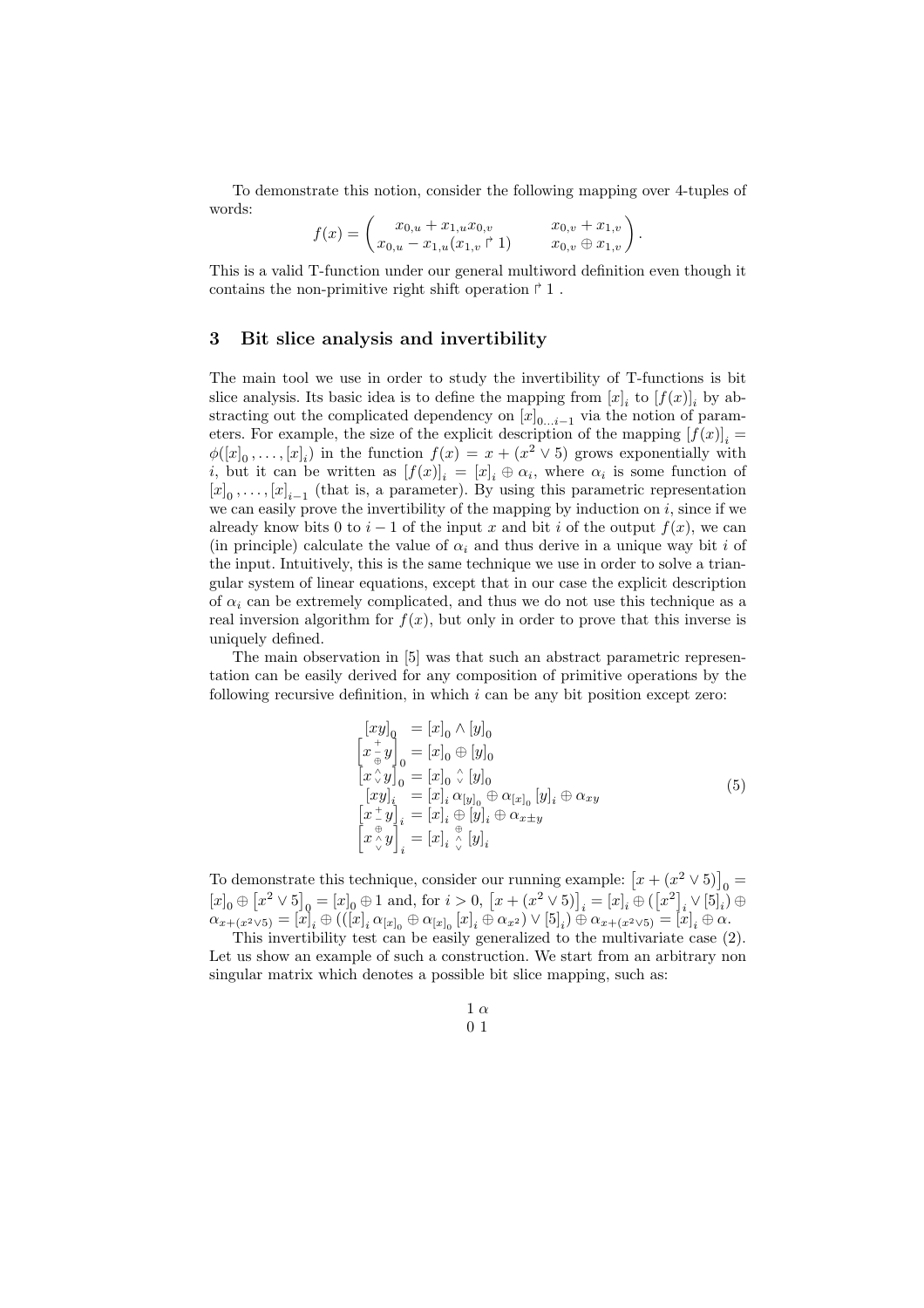To demonstrate this notion, consider the following mapping over 4-tuples of words:

$$f(x) = \begin{pmatrix} x_{0,u} + x_{1,u}x_{0,v} & x_{0,v} + x_{1,v} \\ x_{0,u} - x_{1,u}(x_{1,v} \upharpoonright 1) & x_{0,v} \oplus x_{1,v} \end{pmatrix}.$$

This is a valid T-function under our general multiword definition even though it contains the non-primitive right shift operation $\upharpoonright 1$ .

## 3 Bit slice analysis and invertibility

The main tool we use in order to study the invertibility of T-functions is bit slice analysis. Its basic idea is to define the mapping from $[x]_i$ to $[f(x)]_i$ by abstracting out the complicated dependency on $[x]_{0\ldots i-1}$ via the notion of parameters. For example, the size of the explicit description of the mapping $[f(x)]_i = \phi([x]_0, \ldots, [x]_i)$ in the function $f(x) = x + (x^2 \vee 5)$ grows exponentially with $i$, but it can be written as $[f(x)]_i = [x]_i \oplus \alpha_i$, where $\alpha_i$ is some function of $[x]_0, \ldots, [x]_{i-1}$ (that is, a parameter). By using this parametric representation we can easily prove the invertibility of the mapping by induction on $i$, since if we already know bits 0 to $i-1$ of the input $x$ and bit $i$ of the output $f(x)$, we can (in principle) calculate the value of $\alpha_i$ and thus derive in a unique way bit $i$ of the input. Intuitively, this is the same technique we use in order to solve a triangular system of linear equations, except that in our case the explicit description of $\alpha_i$ can be extremely complicated, and thus we do not use this technique as a real inversion algorithm for $f(x)$, but only in order to prove that this inverse is uniquely defined.

The main observation in [5] was that such an abstract parametric representation can be easily derived for any composition of primitive operations by the following recursive definition, in which $i$ can be any bit position except zero:

$$\begin{aligned}
[xy]_0 &= [x]_0 \wedge [y]_0 \\
\left[x \overset{+}{\underset{\oplus}{-}} y\right]_0 &= [x]_0 \oplus [y]_0 \\
\left[x \overset{\wedge}{\vee} y\right]_0 &= [x]_0 \overset{\wedge}{\vee} [y]_0 \\
[xy]_i &= [x]_i \, \alpha_{[y]_0} \oplus \alpha_{[x]_0} [y]_i \oplus \alpha_{xy} \\
\left[x \overset{+}{-} y\right]_i &= [x]_i \oplus [y]_i \oplus \alpha_{x \pm y} \\
\left[x \overset{\oplus}{\underset{\vee}{\wedge}} y\right]_i &= [x]_i \overset{\oplus}{\underset{\vee}{\wedge}} [y]_i
\end{aligned} \tag{5}$$

To demonstrate this technique, consider our running example: $\left[x + (x^2 \vee 5)\right]_0 = [x]_0 \oplus \left[x^2 \vee 5\right]_0 = [x]_0 \oplus 1$ and, for $i > 0$, $\left[x + (x^2 \vee 5)\right]_i = [x]_i \oplus (\left[x^2\right]_i \vee [5]_i) \oplus \alpha_{x+(x^2 \vee 5)} = [x]_i \oplus (([x]_i \, \alpha_{[x]_0} \oplus \alpha_{[x]_0} [x]_i \oplus \alpha_{x^2}) \vee [5]_i) \oplus \alpha_{x+(x^2 \vee 5)} = [x]_i \oplus \alpha$.

This invertibility test can be easily generalized to the multivariate case (2). Let us show an example of such a construction. We start from an arbitrary non singular matrix which denotes a possible bit slice mapping, such as:

$$\begin{matrix} 1 & \alpha \\ 0 & 1 \end{matrix}$$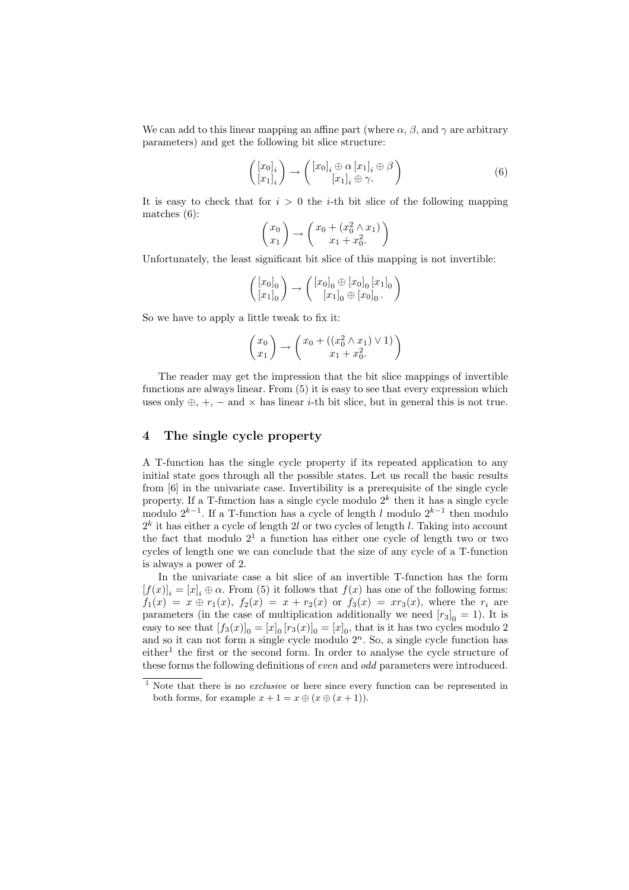We can add to this linear mapping an affine part (where $\alpha$, $\beta$, and $\gamma$ are arbitrary parameters) and get the following bit slice structure:

$$\begin{pmatrix} [x_0]_i \\ [x_1]_i \end{pmatrix} \rightarrow \begin{pmatrix} [x_0]_i \oplus \alpha\, [x_1]_i \oplus \beta \\ [x_1]_i \oplus \gamma. \end{pmatrix} \tag{6}$$

It is easy to check that for $i > 0$ the $i$-th bit slice of the following mapping matches (6):

$$\begin{pmatrix} x_0 \\ x_1 \end{pmatrix} \rightarrow \begin{pmatrix} x_0 + (x_0^2 \wedge x_1) \\ x_1 + x_0^2. \end{pmatrix}$$

Unfortunately, the least significant bit slice of this mapping is not invertible:

$$\begin{pmatrix} [x_0]_0 \\ [x_1]_0 \end{pmatrix} \rightarrow \begin{pmatrix} [x_0]_0 \oplus [x_0]_0\, [x_1]_0 \\ [x_1]_0 \oplus [x_0]_0\,. \end{pmatrix}$$

So we have to apply a little tweak to fix it:

$$\begin{pmatrix} x_0 \\ x_1 \end{pmatrix} \rightarrow \begin{pmatrix} x_0 + ((x_0^2 \wedge x_1) \vee 1) \\ x_1 + x_0^2. \end{pmatrix}$$

The reader may get the impression that the bit slice mappings of invertible functions are always linear. From (5) it is easy to see that every expression which uses only $\oplus$, $+$, $-$ and $\times$ has linear $i$-th bit slice, but in general this is not true.

## 4 The single cycle property

A T-function has the single cycle property if its repeated application to any initial state goes through all the possible states. Let us recall the basic results from [6] in the univariate case. Invertibility is a prerequisite of the single cycle property. If a T-function has a single cycle modulo $2^k$ then it has a single cycle modulo $2^{k-1}$. If a T-function has a cycle of length $l$ modulo $2^{k-1}$ then modulo $2^k$ it has either a cycle of length $2l$ or two cycles of length $l$. Taking into account the fact that modulo $2^1$ a function has either one cycle of length two or two cycles of length one we can conclude that the size of any cycle of a T-function is always a power of 2.

In the univariate case a bit slice of an invertible T-function has the form $[f(x)]_i = [x]_i \oplus \alpha$. From (5) it follows that $f(x)$ has one of the following forms: $f_1(x) = x \oplus r_1(x)$, $f_2(x) = x + r_2(x)$ or $f_3(x) = xr_3(x)$, where the $r_i$ are parameters (in the case of multiplication additionally we need $[r_3]_0 = 1$). It is easy to see that $[f_3(x)]_0 = [x]_0\,[r_3(x)]_0 = [x]_0$, that is it has two cycles modulo 2 and so it can not form a single cycle modulo $2^n$. So, a single cycle function has either[1] the first or the second form. In order to analyse the cycle structure of these forms the following definitions of *even* and *odd* parameters were introduced.

[1] Note that there is no *exclusive* or here since every function can be represented in both forms, for example $x + 1 = x \oplus (x \oplus (x + 1))$.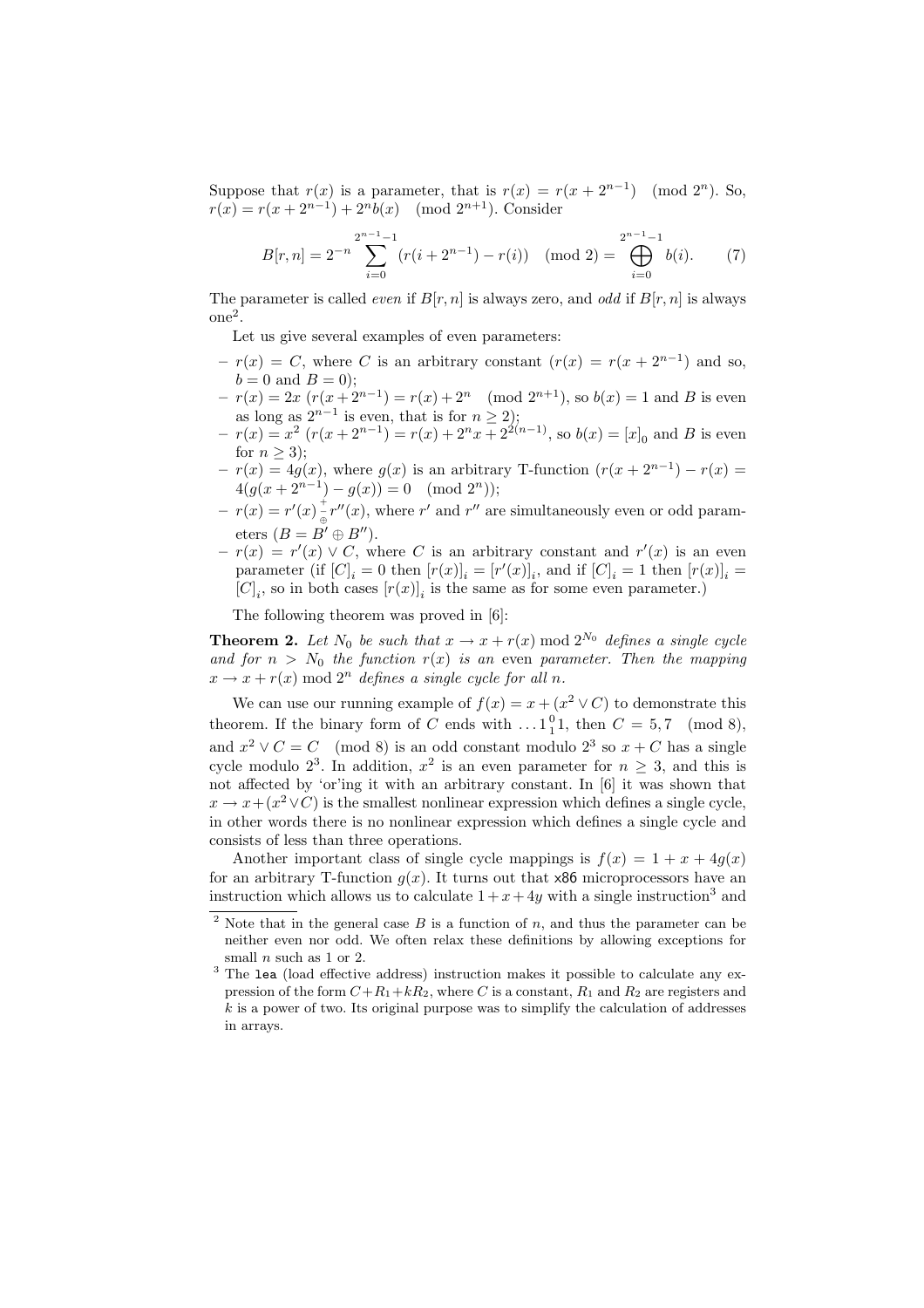Suppose that $r(x)$ is a parameter, that is $r(x) = r(x + 2^{n-1}) \pmod{2^n}$. So, $r(x) = r(x + 2^{n-1}) + 2^n b(x) \pmod{2^{n+1}}$. Consider

$$B[r, n] = 2^{-n} \sum_{i=0}^{2^{n-1}-1} (r(i + 2^{n-1}) - r(i)) \pmod 2 = \bigoplus_{i=0}^{2^{n-1}-1} b(i). \tag{7}$$

The parameter is called *even* if $B[r, n]$ is always zero, and *odd* if $B[r, n]$ is always one[2].

Let us give several examples of even parameters:

- $r(x) = C$, where $C$ is an arbitrary constant ($r(x) = r(x + 2^{n-1})$ and so, $b = 0$ and $B = 0$);
- $r(x) = 2x$ ($r(x + 2^{n-1}) = r(x) + 2^n \pmod{2^{n+1}}$, so $b(x) = 1$ and $B$ is even as long as $2^{n-1}$ is even, that is for $n \geq 2$);
- $r(x) = x^2$ ($r(x + 2^{n-1}) = r(x) + 2^n x + 2^{2(n-1)}$, so $b(x) = [x]_0$ and $B$ is even for $n \geq 3$);
- $r(x) = 4g(x)$, where $g(x)$ is an arbitrary T-function ($r(x + 2^{n-1}) - r(x) = 4(g(x + 2^{n-1}) - g(x)) = 0 \pmod{2^n}$);
- $r(x) = r'(x) \overset{+}{\underset{\oplus}{-}} r''(x)$, where $r'$ and $r''$ are simultaneously even or odd parameters ($B = B' \oplus B''$).
- $r(x) = r'(x) \vee C$, where $C$ is an arbitrary constant and $r'(x)$ is an even parameter (if $[C]_i = 0$ then $[r(x)]_i = [r'(x)]_i$, and if $[C]_i = 1$ then $[r(x)]_i = [C]_i$, so in both cases $[r(x)]_i$ is the same as for some even parameter.)

The following theorem was proved in [6]:

**Theorem 2.** *Let $N_0$ be such that $x \to x + r(x) \bmod 2^{N_0}$ defines a single cycle and for $n > N_0$ the function $r(x)$ is an even parameter. Then the mapping $x \to x + r(x) \bmod 2^n$ defines a single cycle for all $n$.*

We can use our running example of $f(x) = x + (x^2 \vee C)$ to demonstrate this theorem. If the binary form of $C$ ends with $\ldots 1{}^{0}_{1}1$, then $C = 5, 7 \pmod 8$, and $x^2 \vee C = C \pmod 8$ is an odd constant modulo $2^3$ so $x + C$ has a single cycle modulo $2^3$. In addition, $x^2$ is an even parameter for $n \geq 3$, and this is not affected by 'or'ing it with an arbitrary constant. In [6] it was shown that $x \to x + (x^2 \vee C)$ is the smallest nonlinear expression which defines a single cycle, in other words there is no nonlinear expression which defines a single cycle and consists of less than three operations.

Another important class of single cycle mappings is $f(x) = 1 + x + 4g(x)$ for an arbitrary T-function $g(x)$. It turns out that x86 microprocessors have an instruction which allows us to calculate $1 + x + 4y$ with a single instruction[3] and

---

[2] Note that in the general case $B$ is a function of $n$, and thus the parameter can be neither even nor odd. We often relax these definitions by allowing exceptions for small $n$ such as 1 or 2.

[3] The `lea` (load effective address) instruction makes it possible to calculate any expression of the form $C + R_1 + kR_2$, where $C$ is a constant, $R_1$ and $R_2$ are registers and $k$ is a power of two. Its original purpose was to simplify the calculation of addresses in arrays.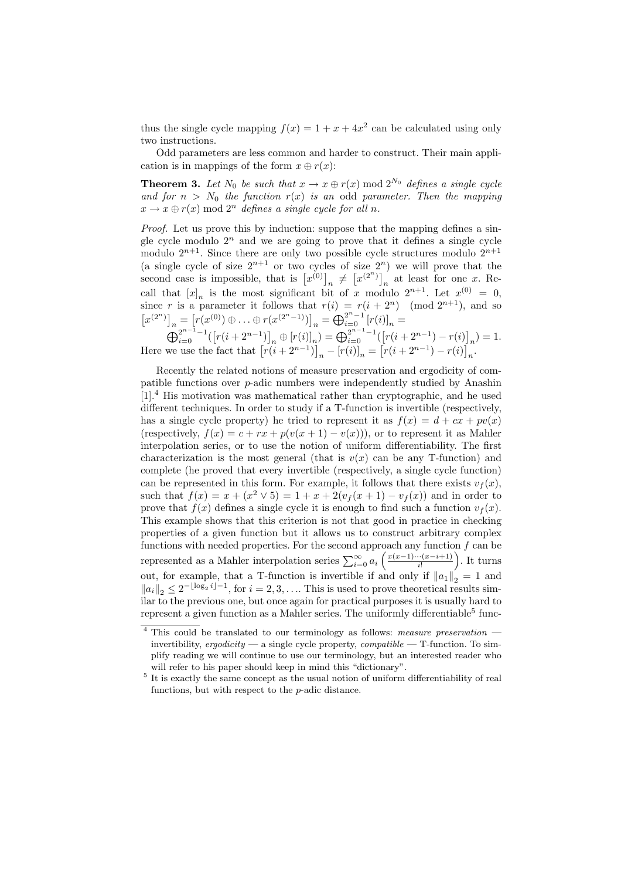thus the single cycle mapping $f(x) = 1 + x + 4x^2$ can be calculated using only two instructions.

Odd parameters are less common and harder to construct. Their main application is in mappings of the form $x \oplus r(x)$:

**Theorem 3.** *Let $N_0$ be such that $x \to x \oplus r(x) \bmod 2^{N_0}$ defines a single cycle and for $n > N_0$ the function $r(x)$ is an* odd *parameter. Then the mapping $x \to x \oplus r(x) \bmod 2^n$ defines a single cycle for all $n$.*

*Proof.* Let us prove this by induction: suppose that the mapping defines a single cycle modulo $2^n$ and we are going to prove that it defines a single cycle modulo $2^{n+1}$. Since there are only two possible cycle structures modulo $2^{n+1}$ (a single cycle of size $2^{n+1}$ or two cycles of size $2^n$) we will prove that the second case is impossible, that is $\left[x^{(0)}\right]_n \neq \left[x^{(2^n)}\right]_n$ at least for one $x$. Recall that $[x]_n$ is the most significant bit of $x$ modulo $2^{n+1}$. Let $x^{(0)} = 0$, since $r$ is a parameter it follows that $r(i) = r(i + 2^n) \pmod{2^{n+1}}$, and so $\left[x^{(2^n)}\right]_n = \left[r(x^{(0)}) \oplus \ldots \oplus r(x^{(2^n-1)})\right]_n = \bigoplus_{i=0}^{2^n-1} [r(i)]_n =$
$\bigoplus_{i=0}^{2^{n-1}-1}(\left[r(i+2^{n-1})\right]_n \oplus [r(i)]_n) = \bigoplus_{i=0}^{2^{n-1}-1}(\left[r(i+2^{n-1}) - r(i)\right]_n) = 1$. Here we use the fact that $\left[r(i+2^{n-1})\right]_n - [r(i)]_n = \left[r(i+2^{n-1}) - r(i)\right]_n$.

Recently the related notions of measure preservation and ergodicity of compatible functions over $p$-adic numbers were independently studied by Anashin [1].[4] His motivation was mathematical rather than cryptographic, and he used different techniques. In order to study if a T-function is invertible (respectively, has a single cycle property) he tried to represent it as $f(x) = d + cx + pv(x)$ (respectively, $f(x) = c + rx + p(v(x+1) - v(x))$), or to represent it as Mahler interpolation series, or to use the notion of uniform differentiability. The first characterization is the most general (that is $v(x)$ can be any T-function) and complete (he proved that every invertible (respectively, a single cycle function) can be represented in this form. For example, it follows that there exists $v_f(x)$, such that $f(x) = x + (x^2 \vee 5) = 1 + x + 2(v_f(x+1) - v_f(x))$ and in order to prove that $f(x)$ defines a single cycle it is enough to find such a function $v_f(x)$. This example shows that this criterion is not that good in practice in checking properties of a given function but it allows us to construct arbitrary complex functions with needed properties. For the second approach any function $f$ can be represented as a Mahler interpolation series $\sum_{i=0}^{\infty} a_i \left(\frac{x(x-1)\cdots(x-i+1)}{i!}\right)$. It turns out, for example, that a T-function is invertible if and only if $\|a_1\|_2 = 1$ and $\|a_i\|_2 \leq 2^{-\lfloor \log_2 i \rfloor - 1}$, for $i = 2, 3, \ldots$. This is used to prove theoretical results similar to the previous one, but once again for practical purposes it is usually hard to represent a given function as a Mahler series. The uniformly differentiable[5] func-

[4] This could be translated to our terminology as follows: *measure preservation* — invertibility, *ergodicity* — a single cycle property, *compatible* — T-function. To simplify reading we will continue to use our terminology, but an interested reader who will refer to his paper should keep in mind this "dictionary".

[5] It is exactly the same concept as the usual notion of uniform differentiability of real functions, but with respect to the $p$-adic distance.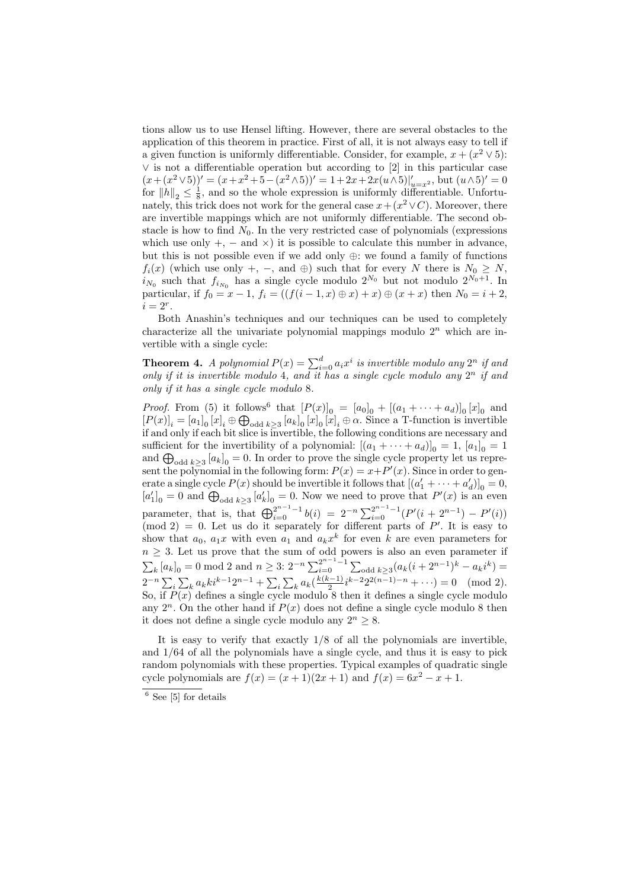tions allow us to use Hensel lifting. However, there are several obstacles to the application of this theorem in practice. First of all, it is not always easy to tell if a given function is uniformly differentiable. Consider, for example, $x + (x^2 \vee 5)$: $\vee$ is not a differentiable operation but according to [2] in this particular case $(x+(x^2 \vee 5))' = (x+x^2+5-(x^2 \wedge 5))' = 1+2x+2x(u \wedge 5)|'_{u=x^2}$, but $(u \wedge 5)' = 0$ for $\|h\|_2 \leq \frac{1}{8}$, and so the whole expression is uniformly differentiable. Unfortunately, this trick does not work for the general case $x+(x^2 \vee C)$. Moreover, there are invertible mappings which are not uniformly differentiable. The second obstacle is how to find $N_0$. In the very restricted case of polynomials (expressions which use only $+$, $-$ and $\times$) it is possible to calculate this number in advance, but this is not possible even if we add only $\oplus$: we found a family of functions $f_i(x)$ (which use only $+$, $-$, and $\oplus$) such that for every $N$ there is $N_0 \geq N$, $i_{N_0}$ such that $f_{i_{N_0}}$ has a single cycle modulo $2^{N_0}$ but not modulo $2^{N_0+1}$. In particular, if $f_0 = x - 1$, $f_i = ((f(i-1, x) \oplus x) + x) \oplus (x + x)$ then $N_0 = i + 2$, $i = 2^r$.

Both Anashin's techniques and our techniques can be used to completely characterize all the univariate polynomial mappings modulo $2^n$ which are invertible with a single cycle:

**Theorem 4.** *A polynomial $P(x) = \sum_{i=0}^{d} a_i x^i$ is invertible modulo any $2^n$ if and only if it is invertible modulo 4, and it has a single cycle modulo any $2^n$ if and only if it has a single cycle modulo 8.*

*Proof.* From (5) it follows[6] that $[P(x)]_0 = [a_0]_0 + [(a_1 + \cdots + a_d)]_0 [x]_0$ and $[P(x)]_i = [a_1]_0 [x]_i \oplus \bigoplus_{\text{odd } k \geq 3} [a_k]_0 [x]_0 [x]_i \oplus \alpha$. Since a T-function is invertible if and only if each bit slice is invertible, the following conditions are necessary and sufficient for the invertibility of a polynomial: $[(a_1 + \cdots + a_d)]_0 = 1$, $[a_1]_0 = 1$ and $\bigoplus_{\text{odd } k \geq 3} [a_k]_0 = 0$. In order to prove the single cycle property let us represent the polynomial in the following form: $P(x) = x + P'(x)$. Since in order to generate a single cycle $P(x)$ should be invertible it follows that $[(a'_1 + \cdots + a'_d)]_0 = 0$, $[a'_1]_0 = 0$ and $\bigoplus_{\text{odd } k \geq 3} [a'_k]_0 = 0$. Now we need to prove that $P'(x)$ is an even parameter, that is, that $\bigoplus_{i=0}^{2^{n-1}-1} b(i) = 2^{-n} \sum_{i=0}^{2^{n-1}-1} (P'(i + 2^{n-1}) - P'(i)) \pmod 2 = 0$. Let us do it separately for different parts of $P'$. It is easy to show that $a_0$, $a_1 x$ with even $a_1$ and $a_k x^k$ for even $k$ are even parameters for $n \geq 3$. Let us prove that the sum of odd powers is also an even parameter if $\sum_k [a_k]_0 = 0 \bmod 2$ and $n \geq 3$: $2^{-n} \sum_{i=0}^{2^{n-1}-1} \sum_{\text{odd } k \geq 3} (a_k (i + 2^{n-1})^k - a_k i^k) = 2^{-n} \sum_i \sum_k a_k k i^{k-1} 2^{n-1} + \sum_i \sum_k a_k (\frac{k(k-1)}{2} i^{k-2} 2^{2(n-1)-n} + \cdots) = 0 \pmod 2$. So, if $P(x)$ defines a single cycle modulo 8 then it defines a single cycle modulo any $2^n$. On the other hand if $P(x)$ does not define a single cycle modulo 8 then it does not define a single cycle modulo any $2^n \geq 8$.

It is easy to verify that exactly 1/8 of all the polynomials are invertible, and 1/64 of all the polynomials have a single cycle, and thus it is easy to pick random polynomials with these properties. Typical examples of quadratic single cycle polynomials are $f(x) = (x + 1)(2x + 1)$ and $f(x) = 6x^2 - x + 1$.

[6] See [5] for details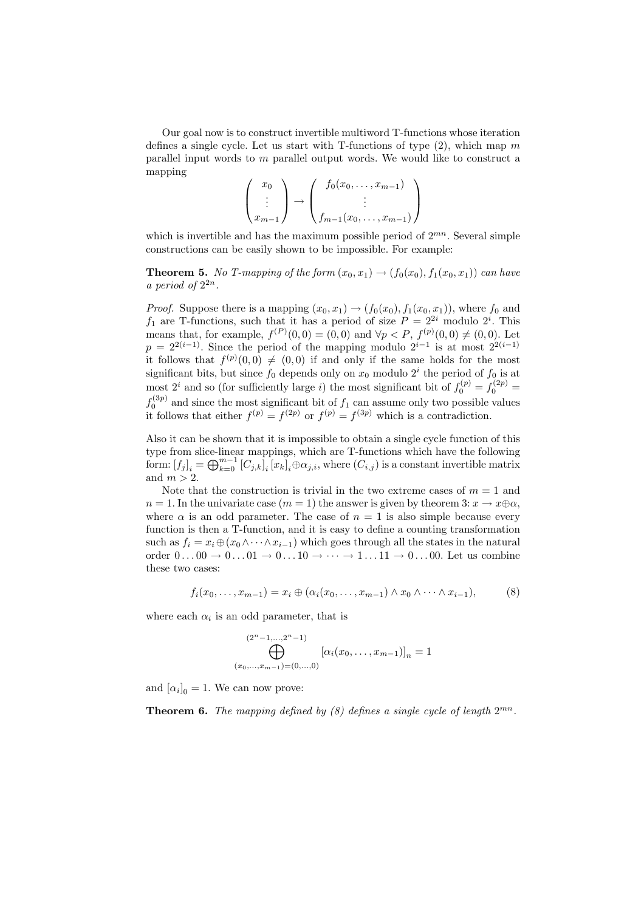Our goal now is to construct invertible multiword T-functions whose iteration defines a single cycle. Let us start with T-functions of type (2), which map $m$ parallel input words to $m$ parallel output words. We would like to construct a mapping

$$\begin{pmatrix} x_0 \\ \vdots \\ x_{m-1} \end{pmatrix} \rightarrow \begin{pmatrix} f_0(x_0, \ldots, x_{m-1}) \\ \vdots \\ f_{m-1}(x_0, \ldots, x_{m-1}) \end{pmatrix}$$

which is invertible and has the maximum possible period of $2^{mn}$. Several simple constructions can be easily shown to be impossible. For example:

**Theorem 5.** *No T-mapping of the form $(x_0, x_1) \rightarrow (f_0(x_0), f_1(x_0, x_1))$ can have a period of $2^{2n}$.*

*Proof.* Suppose there is a mapping $(x_0, x_1) \rightarrow (f_0(x_0), f_1(x_0, x_1))$, where $f_0$ and $f_1$ are T-functions, such that it has a period of size $P = 2^{2i}$ modulo $2^i$. This means that, for example, $f^{(P)}(0,0) = (0,0)$ and $\forall p < P$, $f^{(p)}(0,0) \neq (0,0)$. Let $p = 2^{2(i-1)}$. Since the period of the mapping modulo $2^{i-1}$ is at most $2^{2(i-1)}$ it follows that $f^{(p)}(0,0) \neq (0,0)$ if and only if the same holds for the most significant bits, but since $f_0$ depends only on $x_0$ modulo $2^i$ the period of $f_0$ is at most $2^i$ and so (for sufficiently large $i$) the most significant bit of $f_0^{(p)} = f_0^{(2p)} = f_0^{(3p)}$ and since the most significant bit of $f_1$ can assume only two possible values it follows that either $f^{(p)} = f^{(2p)}$ or $f^{(p)} = f^{(3p)}$ which is a contradiction.

Also it can be shown that it is impossible to obtain a single cycle function of this type from slice-linear mappings, which are T-functions which have the following form: $[f_j]_i = \bigoplus_{k=0}^{m-1} [C_{j,k}]_i [x_k]_i \oplus \alpha_{j,i}$, where $(C_{i,j})$ is a constant invertible matrix and $m > 2$.

Note that the construction is trivial in the two extreme cases of $m = 1$ and $n = 1$. In the univariate case ($m = 1$) the answer is given by theorem 3: $x \rightarrow x \oplus \alpha$, where $\alpha$ is an odd parameter. The case of $n = 1$ is also simple because every function is then a T-function, and it is easy to define a counting transformation such as $f_i = x_i \oplus (x_0 \wedge \cdots \wedge x_{i-1})$ which goes through all the states in the natural order $0 \ldots 00 \rightarrow 0 \ldots 01 \rightarrow 0 \ldots 10 \rightarrow \cdots \rightarrow 1 \ldots 11 \rightarrow 0 \ldots 00$. Let us combine these two cases:

$$f_i(x_0, \ldots, x_{m-1}) = x_i \oplus (\alpha_i(x_0, \ldots, x_{m-1}) \wedge x_0 \wedge \cdots \wedge x_{i-1}), \tag{8}$$

where each $\alpha_i$ is an odd parameter, that is

$$\bigoplus_{(x_0, \ldots, x_{m-1})=(0, \ldots, 0)}^{(2^n-1, \ldots, 2^n-1)} [\alpha_i(x_0, \ldots, x_{m-1})]_n = 1$$

and $[\alpha_i]_0 = 1$. We can now prove:

**Theorem 6.** *The mapping defined by (8) defines a single cycle of length $2^{mn}$.*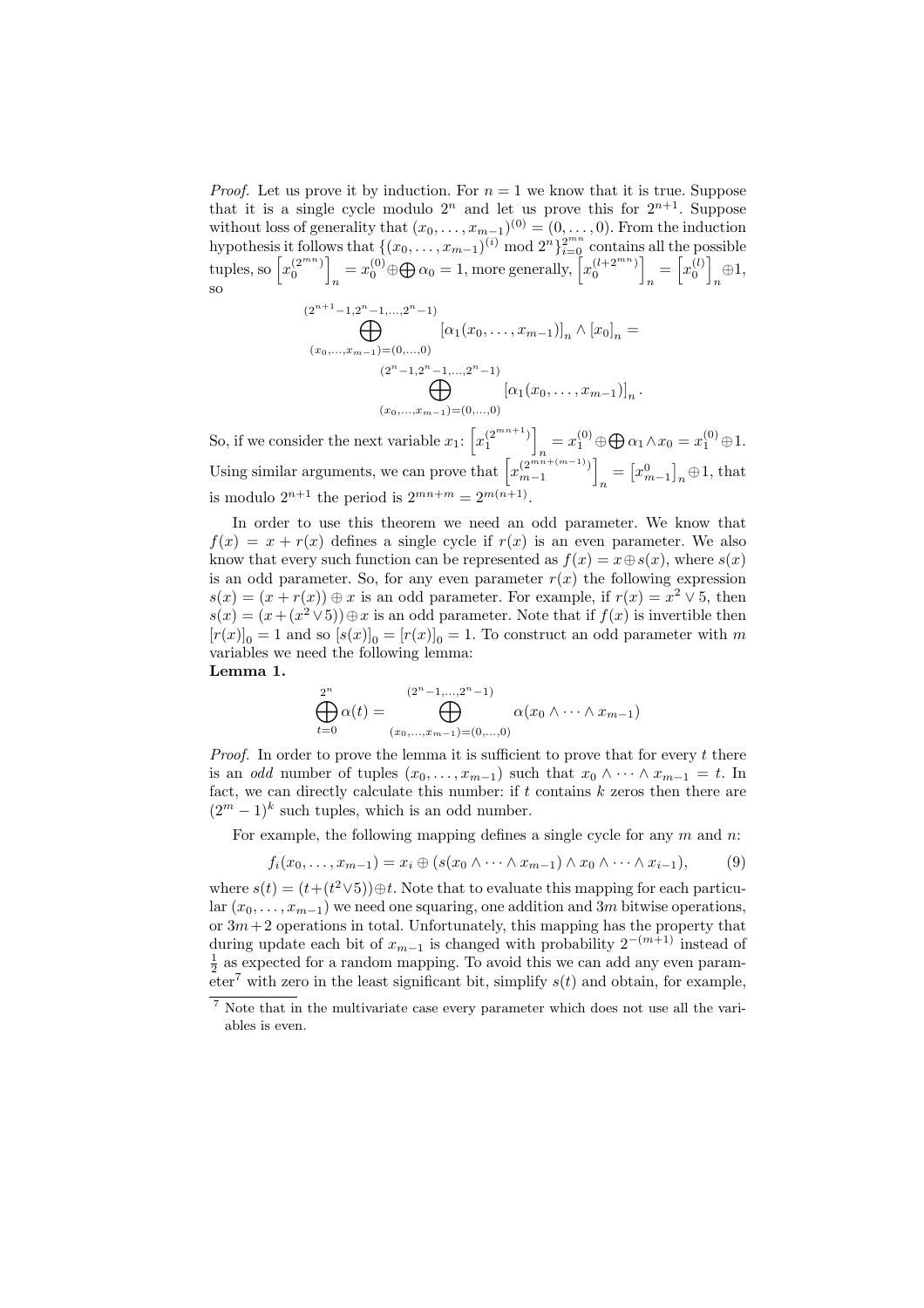*Proof.* Let us prove it by induction. For $n = 1$ we know that it is true. Suppose that it is a single cycle modulo $2^n$ and let us prove this for $2^{n+1}$. Suppose without loss of generality that $(x_0, \ldots, x_{m-1})^{(0)} = (0, \ldots, 0)$. From the induction hypothesis it follows that $\{(x_0, \ldots, x_{m-1})^{(i)} \bmod 2^n\}_{i=0}^{2^{mn}}$ contains all the possible tuples, so $\left[x_0^{(2^{mn})}\right]_n = x_0^{(0)} \oplus \bigoplus \alpha_0 = 1$, more generally, $\left[x_0^{(l+2^{mn})}\right]_n = \left[x_0^{(l)}\right]_n \oplus 1$, so

$$\bigoplus_{(x_0,\ldots,x_{m-1})=(0,\ldots,0)}^{(2^{n+1}-1,2^n-1,\ldots,2^n-1)} \left[\alpha_1(x_0,\ldots,x_{m-1})\right]_n \wedge \left[x_0\right]_n = \bigoplus_{(x_0,\ldots,x_{m-1})=(0,\ldots,0)}^{(2^n-1,2^n-1,\ldots,2^n-1)} \left[\alpha_1(x_0,\ldots,x_{m-1})\right]_n .$$

So, if we consider the next variable $x_1$: $\left[x_1^{(2^{mn+1})}\right]_n = x_1^{(0)} \oplus \bigoplus \alpha_1 \wedge x_0 = x_1^{(0)} \oplus 1$. Using similar arguments, we can prove that $\left[x_{m-1}^{(2^{mn+(m-1)})}\right]_n = \left[x_{m-1}^{0}\right]_n \oplus 1$, that is modulo $2^{n+1}$ the period is $2^{mn+m} = 2^{m(n+1)}$.

In order to use this theorem we need an odd parameter. We know that $f(x) = x + r(x)$ defines a single cycle if $r(x)$ is an even parameter. We also know that every such function can be represented as $f(x) = x \oplus s(x)$, where $s(x)$ is an odd parameter. So, for any even parameter $r(x)$ the following expression $s(x) = (x + r(x)) \oplus x$ is an odd parameter. For example, if $r(x) = x^2 \vee 5$, then $s(x) = (x + (x^2 \vee 5)) \oplus x$ is an odd parameter. Note that if $f(x)$ is invertible then $[r(x)]_0 = 1$ and so $[s(x)]_0 = [r(x)]_0 = 1$. To construct an odd parameter with $m$ variables we need the following lemma:

**Lemma 1.**

$$\bigoplus_{t=0}^{2^n} \alpha(t) = \bigoplus_{(x_0,\ldots,x_{m-1})=(0,\ldots,0)}^{(2^n-1,\ldots,2^n-1)} \alpha(x_0 \wedge \cdots \wedge x_{m-1})$$

*Proof.* In order to prove the lemma it is sufficient to prove that for every $t$ there is an *odd* number of tuples $(x_0, \ldots, x_{m-1})$ such that $x_0 \wedge \cdots \wedge x_{m-1} = t$. In fact, we can directly calculate this number: if $t$ contains $k$ zeros then there are $(2^m - 1)^k$ such tuples, which is an odd number.

For example, the following mapping defines a single cycle for any $m$ and $n$:

$$f_i(x_0, \ldots, x_{m-1}) = x_i \oplus (s(x_0 \wedge \cdots \wedge x_{m-1}) \wedge x_0 \wedge \cdots \wedge x_{i-1}), \qquad (9)$$

where $s(t) = (t + (t^2 \vee 5)) \oplus t$. Note that to evaluate this mapping for each particular $(x_0, \ldots, x_{m-1})$ we need one squaring, one addition and $3m$ bitwise operations, or $3m+2$ operations in total. Unfortunately, this mapping has the property that during update each bit of $x_{m-1}$ is changed with probability $2^{-(m+1)}$ instead of $\frac{1}{2}$ as expected for a random mapping. To avoid this we can add any even parameter[7] with zero in the least significant bit, simplify $s(t)$ and obtain, for example,

[7] Note that in the multivariate case every parameter which does not use all the variables is even.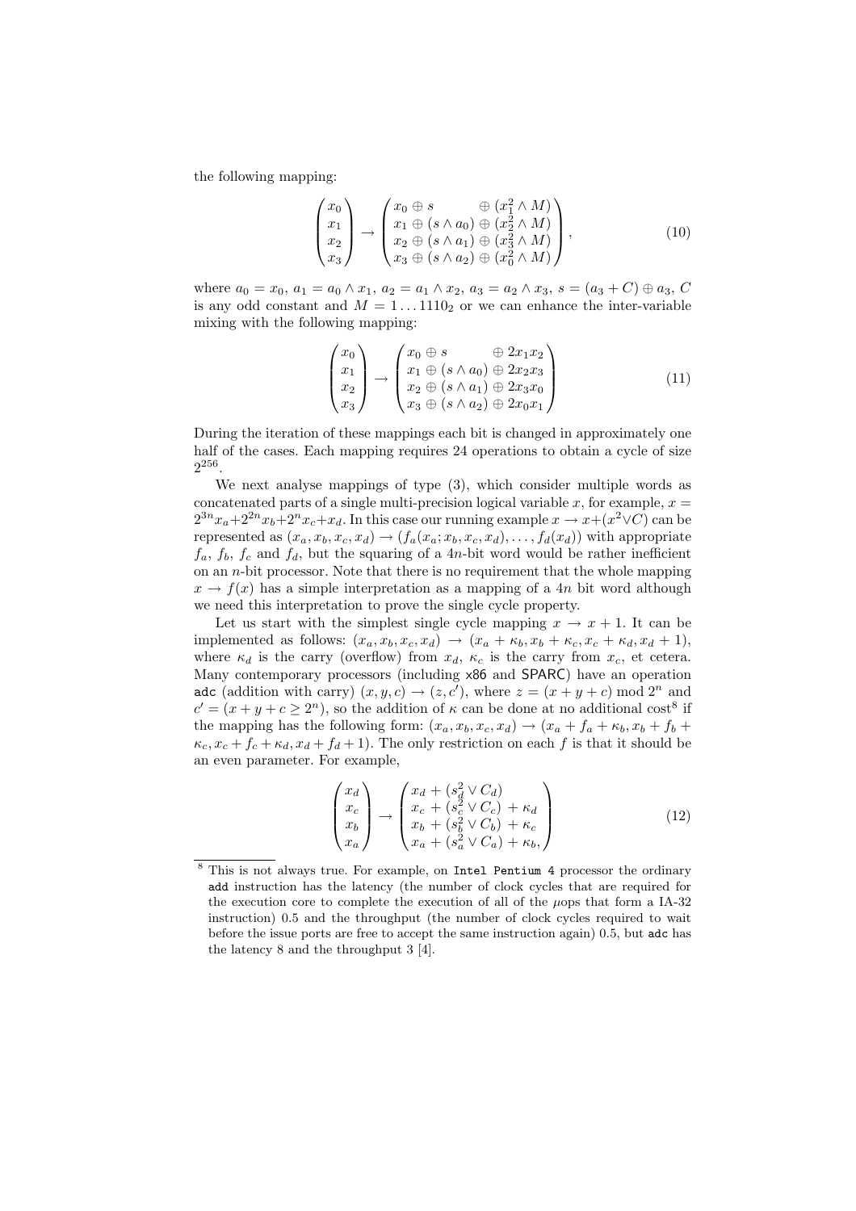the following mapping:

$$\begin{pmatrix} x_0 \\ x_1 \\ x_2 \\ x_3 \end{pmatrix} \rightarrow \begin{pmatrix} x_0 \oplus s \qquad\qquad \oplus (x_1^2 \wedge M) \\ x_1 \oplus (s \wedge a_0) \oplus (x_2^2 \wedge M) \\ x_2 \oplus (s \wedge a_1) \oplus (x_3^2 \wedge M) \\ x_3 \oplus (s \wedge a_2) \oplus (x_0^2 \wedge M) \end{pmatrix}, \tag{10}$$

where $a_0 = x_0$, $a_1 = a_0 \wedge x_1$, $a_2 = a_1 \wedge x_2$, $a_3 = a_2 \wedge x_3$, $s = (a_3 + C) \oplus a_3$, $C$ is any odd constant and $M = 1 \dots 1110_2$ or we can enhance the inter-variable mixing with the following mapping:

$$\begin{pmatrix} x_0 \\ x_1 \\ x_2 \\ x_3 \end{pmatrix} \rightarrow \begin{pmatrix} x_0 \oplus s \qquad\qquad \oplus 2x_1x_2 \\ x_1 \oplus (s \wedge a_0) \oplus 2x_2x_3 \\ x_2 \oplus (s \wedge a_1) \oplus 2x_3x_0 \\ x_3 \oplus (s \wedge a_2) \oplus 2x_0x_1 \end{pmatrix} \tag{11}$$

During the iteration of these mappings each bit is changed in approximately one half of the cases. Each mapping requires 24 operations to obtain a cycle of size $2^{256}$.

We next analyse mappings of type (3), which consider multiple words as concatenated parts of a single multi-precision logical variable $x$, for example, $x = 2^{3n}x_a + 2^{2n}x_b + 2^n x_c + x_d$. In this case our running example $x \rightarrow x + (x^2 \vee C)$ can be represented as $(x_a, x_b, x_c, x_d) \rightarrow (f_a(x_a; x_b, x_c, x_d), \dots, f_d(x_d))$ with appropriate $f_a$, $f_b$, $f_c$ and $f_d$, but the squaring of a $4n$-bit word would be rather inefficient on an $n$-bit processor. Note that there is no requirement that the whole mapping $x \rightarrow f(x)$ has a simple interpretation as a mapping of a $4n$ bit word although we need this interpretation to prove the single cycle property.

Let us start with the simplest single cycle mapping $x \rightarrow x + 1$. It can be implemented as follows: $(x_a, x_b, x_c, x_d) \rightarrow (x_a + \kappa_b, x_b + \kappa_c, x_c + \kappa_d, x_d + 1)$, where $\kappa_d$ is the carry (overflow) from $x_d$, $\kappa_c$ is the carry from $x_c$, et cetera. Many contemporary processors (including x86 and SPARC) have an operation `adc` (addition with carry) $(x, y, c) \rightarrow (z, c')$, where $z = (x + y + c) \bmod 2^n$ and $c' = (x + y + c \geq 2^n)$, so the addition of $\kappa$ can be done at no additional cost[8] if the mapping has the following form: $(x_a, x_b, x_c, x_d) \rightarrow (x_a + f_a + \kappa_b, x_b + f_b + \kappa_c, x_c + f_c + \kappa_d, x_d + f_d + 1)$. The only restriction on each $f$ is that it should be an even parameter. For example,

$$\begin{pmatrix} x_d \\ x_c \\ x_b \\ x_a \end{pmatrix} \rightarrow \begin{pmatrix} x_d + (s_d^2 \vee C_d) \\ x_c + (s_c^2 \vee C_c) + \kappa_d \\ x_b + (s_b^2 \vee C_b) + \kappa_c \\ x_a + (s_a^2 \vee C_a) + \kappa_b, \end{pmatrix} \tag{12}$$

[8] This is not always true. For example, on `Intel Pentium 4` processor the ordinary `add` instruction has the latency (the number of clock cycles that are required for the execution core to complete the execution of all of the $\mu$ops that form a IA-32 instruction) 0.5 and the throughput (the number of clock cycles required to wait before the issue ports are free to accept the same instruction again) 0.5, but `adc` has the latency 8 and the throughput 3 [4].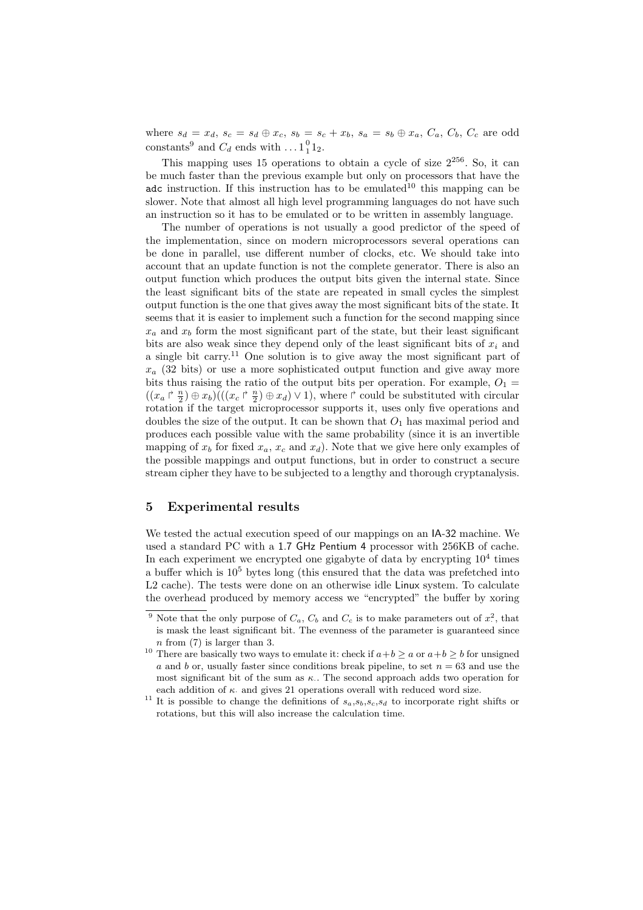where $s_d = x_d$, $s_c = s_d \oplus x_c$, $s_b = s_c + x_b$, $s_a = s_b \oplus x_a$, $C_a$, $C_b$, $C_c$ are odd constants[9] and $C_d$ ends with $\dots 1{}^{0}_{1} 1_2$.

This mapping uses 15 operations to obtain a cycle of size $2^{256}$. So, it can be much faster than the previous example but only on processors that have the adc instruction. If this instruction has to be emulated[10] this mapping can be slower. Note that almost all high level programming languages do not have such an instruction so it has to be emulated or to be written in assembly language.

The number of operations is not usually a good predictor of the speed of the implementation, since on modern microprocessors several operations can be done in parallel, use different number of clocks, etc. We should take into account that an update function is not the complete generator. There is also an output function which produces the output bits given the internal state. Since the least significant bits of the state are repeated in small cycles the simplest output function is the one that gives away the most significant bits of the state. It seems that it is easier to implement such a function for the second mapping since $x_a$ and $x_b$ form the most significant part of the state, but their least significant bits are also weak since they depend only of the least significant bits of $x_i$ and a single bit carry.[11] One solution is to give away the most significant part of $x_a$ (32 bits) or use a more sophisticated output function and give away more bits thus raising the ratio of the output bits per operation. For example, $O_1 = ((x_a \upharpoonright \frac{n}{2}) \oplus x_b)(((x_c \upharpoonright \frac{n}{2}) \oplus x_d) \vee 1)$, where $\upharpoonright$ could be substituted with circular rotation if the target microprocessor supports it, uses only five operations and doubles the size of the output. It can be shown that $O_1$ has maximal period and produces each possible value with the same probability (since it is an invertible mapping of $x_b$ for fixed $x_a$, $x_c$ and $x_d$). Note that we give here only examples of the possible mappings and output functions, but in order to construct a secure stream cipher they have to be subjected to a lengthy and thorough cryptanalysis.

## 5 Experimental results

We tested the actual execution speed of our mappings on an IA-32 machine. We used a standard PC with a 1.7 GHz Pentium 4 processor with 256KB of cache. In each experiment we encrypted one gigabyte of data by encrypting $10^4$ times a buffer which is $10^5$ bytes long (this ensured that the data was prefetched into L2 cache). The tests were done on an otherwise idle Linux system. To calculate the overhead produced by memory access we "encrypted" the buffer by xoring

---

[9] Note that the only purpose of $C_a$, $C_b$ and $C_c$ is to make parameters out of $x_\cdot^2$, that is mask the least significant bit. The evenness of the parameter is guaranteed since $n$ from (7) is larger than 3.

[10] There are basically two ways to emulate it: check if $a+b \geq a$ or $a+b \geq b$ for unsigned $a$ and $b$ or, usually faster since conditions break pipeline, to set $n = 63$ and use the most significant bit of the sum as $\kappa_\cdot$. The second approach adds two operation for each addition of $\kappa_\cdot$ and gives 21 operations overall with reduced word size.

[11] It is possible to change the definitions of $s_a$,$s_b$,$s_c$,$s_d$ to incorporate right shifts or rotations, but this will also increase the calculation time.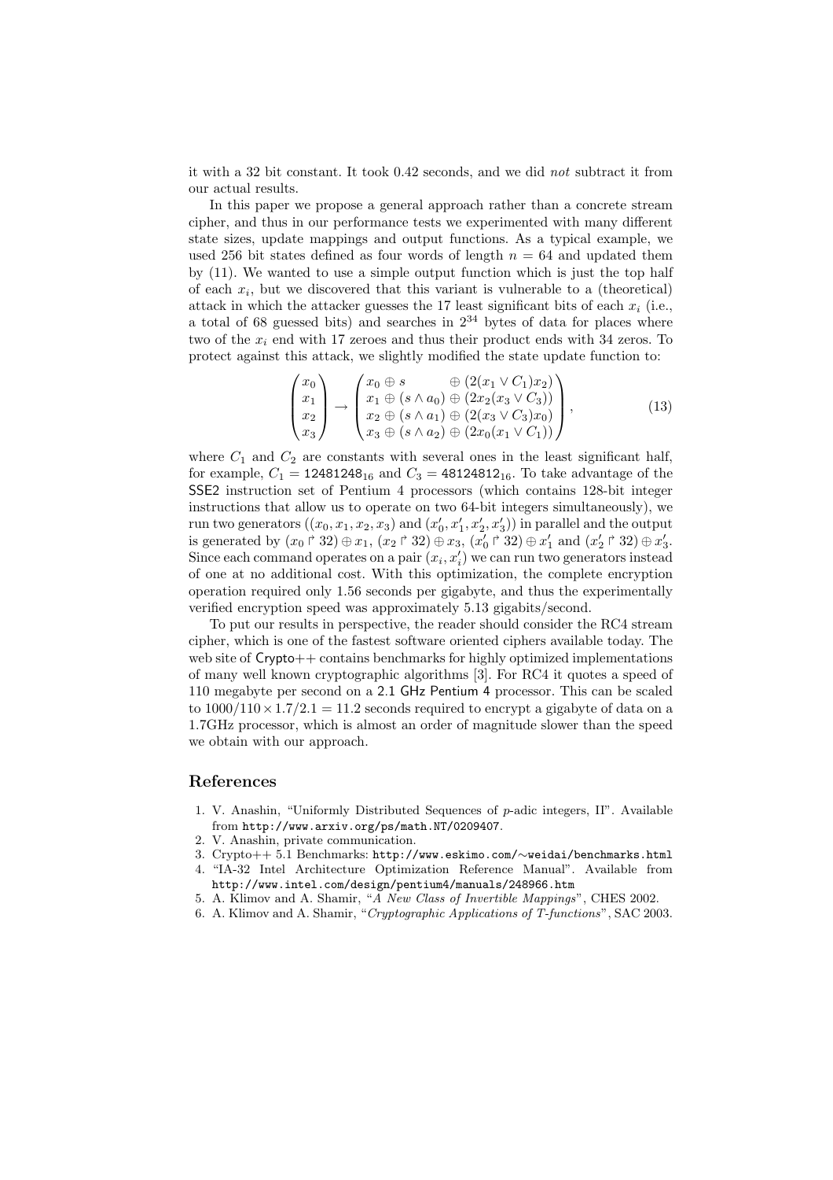it with a 32 bit constant. It took 0.42 seconds, and we did *not* subtract it from our actual results.

In this paper we propose a general approach rather than a concrete stream cipher, and thus in our performance tests we experimented with many different state sizes, update mappings and output functions. As a typical example, we used 256 bit states defined as four words of length $n = 64$ and updated them by (11). We wanted to use a simple output function which is just the top half of each $x_i$, but we discovered that this variant is vulnerable to a (theoretical) attack in which the attacker guesses the 17 least significant bits of each $x_i$ (i.e., a total of 68 guessed bits) and searches in $2^{34}$ bytes of data for places where two of the $x_i$ end with 17 zeroes and thus their product ends with 34 zeros. To protect against this attack, we slightly modified the state update function to:

$$\begin{pmatrix} x_0 \\ x_1 \\ x_2 \\ x_3 \end{pmatrix} \to \begin{pmatrix} x_0 \oplus s \qquad\quad \oplus (2(x_1 \vee C_1)x_2) \\ x_1 \oplus (s \wedge a_0) \oplus (2x_2(x_3 \vee C_3)) \\ x_2 \oplus (s \wedge a_1) \oplus (2(x_3 \vee C_3)x_0) \\ x_3 \oplus (s \wedge a_2) \oplus (2x_0(x_1 \vee C_1)) \end{pmatrix}, \tag{13}$$

where $C_1$ and $C_2$ are constants with several ones in the least significant half, for example, $C_1 = \mathtt{12481248}_{16}$ and $C_3 = \mathtt{48124812}_{16}$. To take advantage of the SSE2 instruction set of Pentium 4 processors (which contains 128-bit integer instructions that allow us to operate on two 64-bit integers simultaneously), we run two generators ($(x_0, x_1, x_2, x_3)$ and $(x'_0, x'_1, x'_2, x'_3)$) in parallel and the output is generated by $(x_0 \upharpoonright 32) \oplus x_1$, $(x_2 \upharpoonright 32) \oplus x_3$, $(x'_0 \upharpoonright 32) \oplus x'_1$ and $(x'_2 \upharpoonright 32) \oplus x'_3$. Since each command operates on a pair $(x_i, x'_i)$ we can run two generators instead of one at no additional cost. With this optimization, the complete encryption operation required only 1.56 seconds per gigabyte, and thus the experimentally verified encryption speed was approximately 5.13 gigabits/second.

To put our results in perspective, the reader should consider the RC4 stream cipher, which is one of the fastest software oriented ciphers available today. The web site of Crypto++ contains benchmarks for highly optimized implementations of many well known cryptographic algorithms [3]. For RC4 it quotes a speed of 110 megabyte per second on a 2.1 GHz Pentium 4 processor. This can be scaled to $1000/110 \times 1.7/2.1 = 11.2$ seconds required to encrypt a gigabyte of data on a 1.7GHz processor, which is almost an order of magnitude slower than the speed we obtain with our approach.

## References

1. V. Anashin, "Uniformly Distributed Sequences of $p$-adic integers, II". Available from `http://www.arxiv.org/ps/math.NT/0209407`.
2. V. Anashin, private communication.
3. Crypto++ 5.1 Benchmarks: `http://www.eskimo.com/~weidai/benchmarks.html`
4. "IA-32 Intel Architecture Optimization Reference Manual". Available from `http://www.intel.com/design/pentium4/manuals/248966.htm`
5. A. Klimov and A. Shamir, "*A New Class of Invertible Mappings*", CHES 2002.
6. A. Klimov and A. Shamir, "*Cryptographic Applications of T-functions*", SAC 2003.